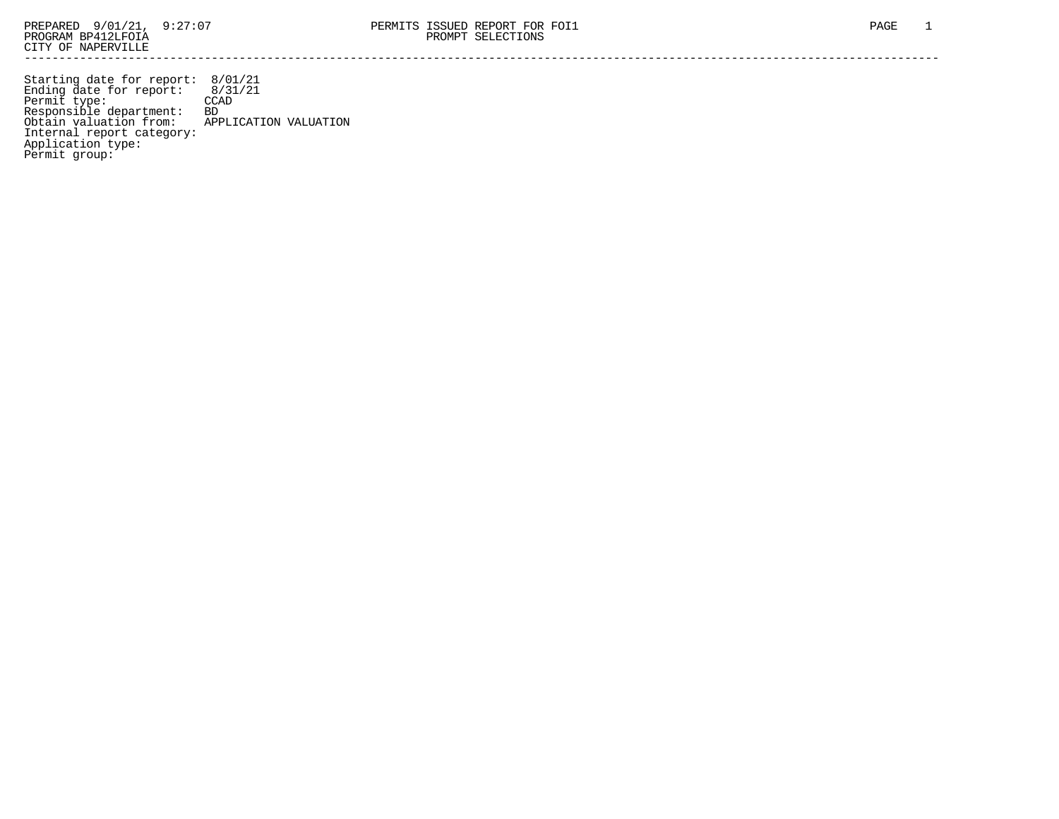PREPARED 9/01/21, 9:27:07

PROGRAM BP412LFOIA

CITY OF NAPERVILLE

PERMITS ISSUED REPORT FOR FOI1

PROMPT SELECTIONS

---

Starting date for report: 8/01/21
Ending date for report: 8/31/21
Permit type: CCAD
Responsible department: BD
Obtain valuation from: APPLICATION VALUATION
Internal report category:
Application type:
Permit group: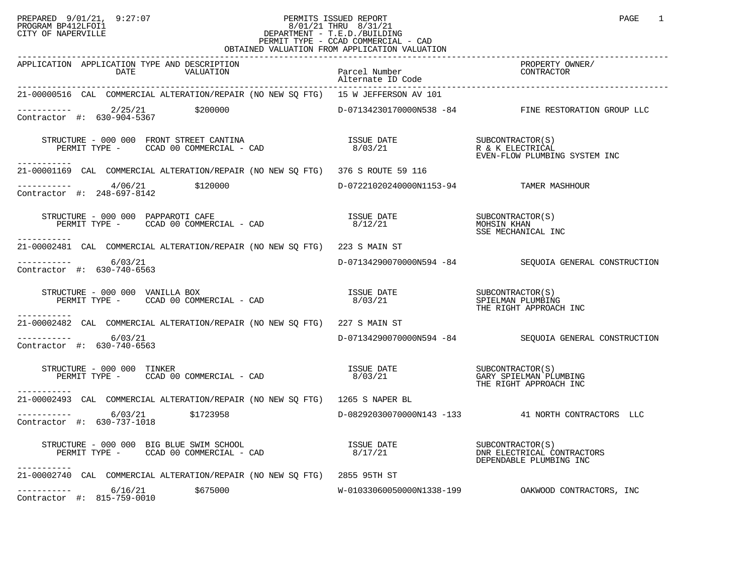PREPARED 9/01/21, 9:27:07
PROGRAM BP412LFOI1
CITY OF NAPERVILLE

PERMITS ISSUED REPORT
8/01/21 THRU 8/31/21
DEPARTMENT - T.E.D./BUILDING
PERMIT TYPE - CCAD COMMERCIAL - CAD
OBTAINED VALUATION FROM APPLICATION VALUATION

| APPLICATION | APPLICATION TYPE AND DESCRIPTION DATE | VALUATION | Parcel Number / Alternate ID Code | PROPERTY OWNER/ CONTRACTOR |
|---|---|---|---|---|

---

**21-00000516** CAL COMMERCIAL ALTERATION/REPAIR (NO NEW SQ FTG) 15 W JEFFERSON AV 101

----------- 2/25/21 $200000 D-07134230170000N538 -84 FINE RESTORATION GROUP LLC
Contractor #: 630-904-5367

STRUCTURE - 000 000 FRONT STREET CANTINA
PERMIT TYPE - CCAD 00 COMMERCIAL - CAD
ISSUE DATE 8/03/21
SUBCONTRACTOR(S): R & K ELECTRICAL; EVEN-FLOW PLUMBING SYSTEM INC

---

**21-00001169** CAL COMMERCIAL ALTERATION/REPAIR (NO NEW SQ FTG) 376 S ROUTE 59 116

----------- 4/06/21 $120000 D-07221020240000N1153-94 TAMER MASHHOUR
Contractor #: 248-697-8142

STRUCTURE - 000 000 PAPPAROTI CAFE
PERMIT TYPE - CCAD 00 COMMERCIAL - CAD
ISSUE DATE 8/12/21
SUBCONTRACTOR(S): MOHSIN KHAN; SSE MECHANICAL INC

---

**21-00002481** CAL COMMERCIAL ALTERATION/REPAIR (NO NEW SQ FTG) 223 S MAIN ST

----------- 6/03/21 D-07134290070000N594 -84 SEQUOIA GENERAL CONSTRUCTION
Contractor #: 630-740-6563

STRUCTURE - 000 000 VANILLA BOX
PERMIT TYPE - CCAD 00 COMMERCIAL - CAD
ISSUE DATE 8/03/21
SUBCONTRACTOR(S): SPIELMAN PLUMBING; THE RIGHT APPROACH INC

---

**21-00002482** CAL COMMERCIAL ALTERATION/REPAIR (NO NEW SQ FTG) 227 S MAIN ST

----------- 6/03/21 D-07134290070000N594 -84 SEQUOIA GENERAL CONSTRUCTION
Contractor #: 630-740-6563

STRUCTURE - 000 000 TINKER
PERMIT TYPE - CCAD 00 COMMERCIAL - CAD
ISSUE DATE 8/03/21
SUBCONTRACTOR(S): GARY SPIELMAN PLUMBING; THE RIGHT APPROACH INC

---

**21-00002493** CAL COMMERCIAL ALTERATION/REPAIR (NO NEW SQ FTG) 1265 S NAPER BL

----------- 6/03/21 $1723958 D-08292030070000N143 -133 41 NORTH CONTRACTORS LLC
Contractor #: 630-737-1018

STRUCTURE - 000 000 BIG BLUE SWIM SCHOOL
PERMIT TYPE - CCAD 00 COMMERCIAL - CAD
ISSUE DATE 8/17/21
SUBCONTRACTOR(S): DNR ELECTRICAL CONTRACTORS; DEPENDABLE PLUMBING INC

---

**21-00002740** CAL COMMERCIAL ALTERATION/REPAIR (NO NEW SQ FTG) 2855 95TH ST

----------- 6/16/21 $675000 W-01033060050000N1338-199 OAKWOOD CONTRACTORS, INC
Contractor #: 815-759-0010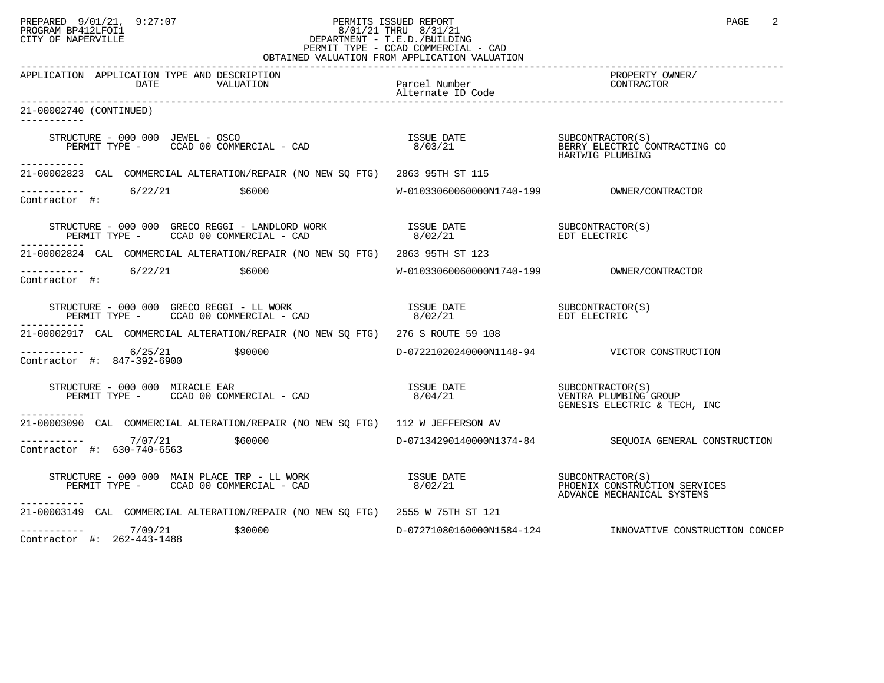PREPARED 9/01/21, 9:27:07 — PERMITS ISSUED REPORT
PROGRAM BP412LFOI1 — 8/01/21 THRU 8/31/21
CITY OF NAPERVILLE — DEPARTMENT - T.E.D./BUILDING
PERMIT TYPE - CCAD COMMERCIAL - CAD
OBTAINED VALUATION FROM APPLICATION VALUATION

| APPLICATION | APPLICATION TYPE AND DESCRIPTION DATE / VALUATION | Parcel Number / Alternate ID Code | PROPERTY OWNER/ CONTRACTOR |
|---|---|---|---|

**21-00002740 (CONTINUED)**

STRUCTURE - 000 000 JEWEL - OSCO
PERMIT TYPE - CCAD 00 COMMERCIAL - CAD
ISSUE DATE 8/03/21
SUBCONTRACTOR(S): BERRY ELECTRIC CONTRACTING CO; HARTWIG PLUMBING

---

**21-00002823** CAL COMMERCIAL ALTERATION/REPAIR (NO NEW SQ FTG) 2863 95TH ST 115
6/22/21 $6000 W-01033060060000N1740-199 OWNER/CONTRACTOR
Contractor #:

STRUCTURE - 000 000 GRECO REGGI - LANDLORD WORK
PERMIT TYPE - CCAD 00 COMMERCIAL - CAD
ISSUE DATE 8/02/21
SUBCONTRACTOR(S): EDT ELECTRIC

---

**21-00002824** CAL COMMERCIAL ALTERATION/REPAIR (NO NEW SQ FTG) 2863 95TH ST 123
6/22/21 $6000 W-01033060060000N1740-199 OWNER/CONTRACTOR
Contractor #:

STRUCTURE - 000 000 GRECO REGGI - LL WORK
PERMIT TYPE - CCAD 00 COMMERCIAL - CAD
ISSUE DATE 8/02/21
SUBCONTRACTOR(S): EDT ELECTRIC

---

**21-00002917** CAL COMMERCIAL ALTERATION/REPAIR (NO NEW SQ FTG) 276 S ROUTE 59 108
6/25/21 $90000 D-07221020240000N1148-94 VICTOR CONSTRUCTION
Contractor #: 847-392-6900

STRUCTURE - 000 000 MIRACLE EAR
PERMIT TYPE - CCAD 00 COMMERCIAL - CAD
ISSUE DATE 8/04/21
SUBCONTRACTOR(S): VENTRA PLUMBING GROUP; GENESIS ELECTRIC & TECH, INC

---

**21-00003090** CAL COMMERCIAL ALTERATION/REPAIR (NO NEW SQ FTG) 112 W JEFFERSON AV
7/07/21 $60000 D-07134290140000N1374-84 SEQUOIA GENERAL CONSTRUCTION
Contractor #: 630-740-6563

STRUCTURE - 000 000 MAIN PLACE TRP - LL WORK
PERMIT TYPE - CCAD 00 COMMERCIAL - CAD
ISSUE DATE 8/02/21
SUBCONTRACTOR(S): PHOENIX CONSTRUCTION SERVICES; ADVANCE MECHANICAL SYSTEMS

---

**21-00003149** CAL COMMERCIAL ALTERATION/REPAIR (NO NEW SQ FTG) 2555 W 75TH ST 121
7/09/21 $30000 D-07271080160000N1584-124 INNOVATIVE CONSTRUCTION CONCEP
Contractor #: 262-443-1488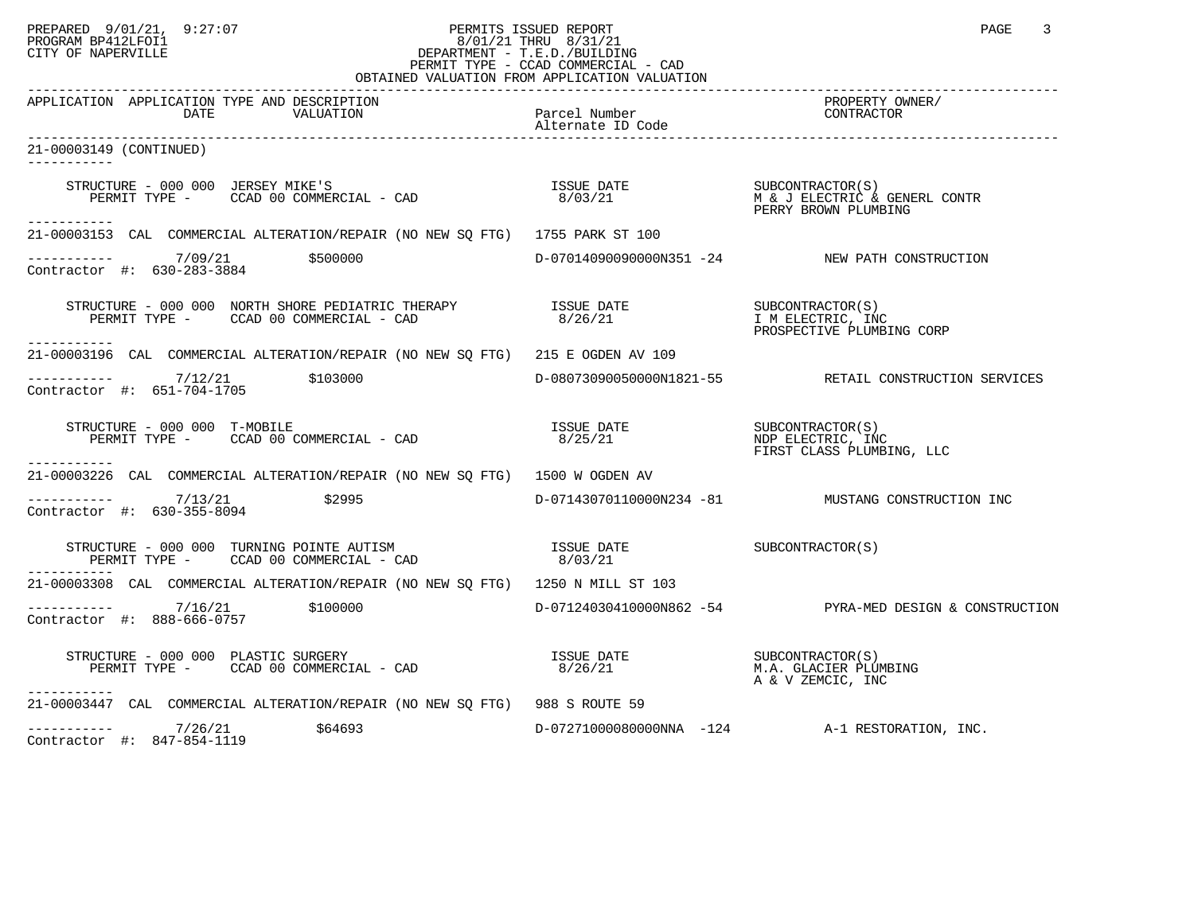PREPARED 9/01/21, 9:27:07 — PERMITS ISSUED REPORT
PROGRAM BP412LFOI1 — 8/01/21 THRU 8/31/21
CITY OF NAPERVILLE — DEPARTMENT - T.E.D./BUILDING
PERMIT TYPE - CCAD COMMERCIAL - CAD
OBTAINED VALUATION FROM APPLICATION VALUATION

| APPLICATION | APPLICATION TYPE AND DESCRIPTION DATE / VALUATION | Parcel Number / Alternate ID Code | PROPERTY OWNER/ CONTRACTOR |
|---|---|---|---|

**21-00003149 (CONTINUED)**

STRUCTURE - 000 000 JERSEY MIKE'S — ISSUE DATE 8/03/21
PERMIT TYPE - CCAD 00 COMMERCIAL - CAD
SUBCONTRACTOR(S): M & J ELECTRIC & GENERL CONTR; PERRY BROWN PLUMBING

---

**21-00003153** CAL COMMERCIAL ALTERATION/REPAIR (NO NEW SQ FTG) 1755 PARK ST 100
7/09/21 $500000 — D-07014090090000N351 -24 — NEW PATH CONSTRUCTION
Contractor #: 630-283-3884

STRUCTURE - 000 000 NORTH SHORE PEDIATRIC THERAPY — ISSUE DATE 8/26/21
PERMIT TYPE - CCAD 00 COMMERCIAL - CAD
SUBCONTRACTOR(S): I M ELECTRIC, INC; PROSPECTIVE PLUMBING CORP

---

**21-00003196** CAL COMMERCIAL ALTERATION/REPAIR (NO NEW SQ FTG) 215 E OGDEN AV 109
7/12/21 $103000 — D-08073090050000N1821-55 — RETAIL CONSTRUCTION SERVICES
Contractor #: 651-704-1705

STRUCTURE - 000 000 T-MOBILE — ISSUE DATE 8/25/21
PERMIT TYPE - CCAD 00 COMMERCIAL - CAD
SUBCONTRACTOR(S): NDP ELECTRIC, INC; FIRST CLASS PLUMBING, LLC

---

**21-00003226** CAL COMMERCIAL ALTERATION/REPAIR (NO NEW SQ FTG) 1500 W OGDEN AV
7/13/21 $2995 — D-07143070110000N234 -81 — MUSTANG CONSTRUCTION INC
Contractor #: 630-355-8094

STRUCTURE - 000 000 TURNING POINTE AUTISM — ISSUE DATE 8/03/21
PERMIT TYPE - CCAD 00 COMMERCIAL - CAD
SUBCONTRACTOR(S)

---

**21-00003308** CAL COMMERCIAL ALTERATION/REPAIR (NO NEW SQ FTG) 1250 N MILL ST 103
7/16/21 $100000 — D-07124030410000N862 -54 — PYRA-MED DESIGN & CONSTRUCTION
Contractor #: 888-666-0757

STRUCTURE - 000 000 PLASTIC SURGERY — ISSUE DATE 8/26/21
PERMIT TYPE - CCAD 00 COMMERCIAL - CAD
SUBCONTRACTOR(S): M.A. GLACIER PLUMBING; A & V ZEMCIC, INC

---

**21-00003447** CAL COMMERCIAL ALTERATION/REPAIR (NO NEW SQ FTG) 988 S ROUTE 59
7/26/21 $64693 — D-07271000080000NNA -124 — A-1 RESTORATION, INC.
Contractor #: 847-854-1119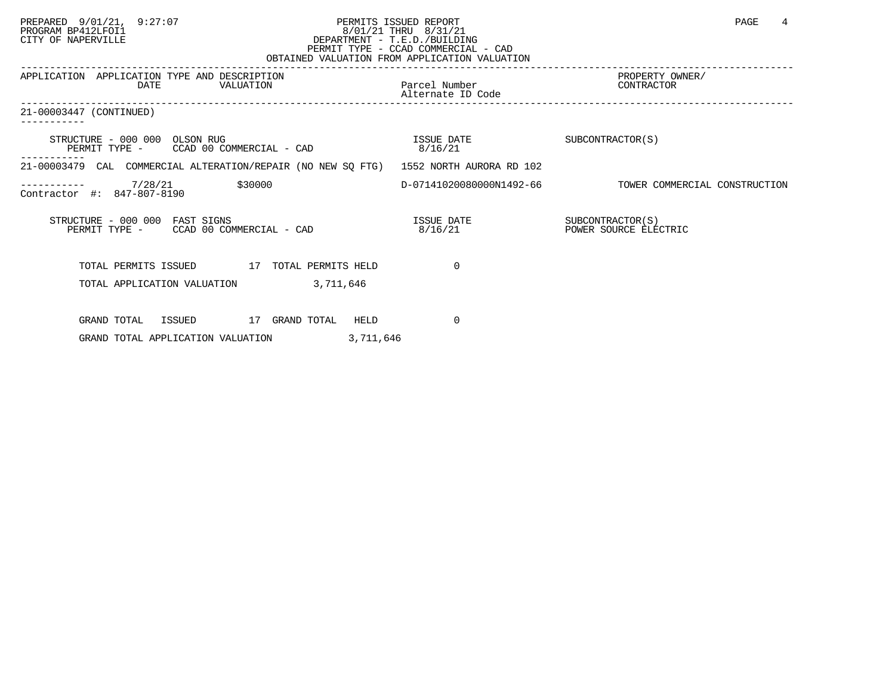PREPARED 9/01/21, 9:27:07
PROGRAM BP412LFOI1
CITY OF NAPERVILLE

PERMITS ISSUED REPORT
8/01/21 THRU 8/31/21
DEPARTMENT - T.E.D./BUILDING
PERMIT TYPE - CCAD COMMERCIAL - CAD
OBTAINED VALUATION FROM APPLICATION VALUATION

| APPLICATION | APPLICATION TYPE AND DESCRIPTION DATE VALUATION | Parcel Number Alternate ID Code | PROPERTY OWNER/ CONTRACTOR |
|---|---|---|---|
| 21-00003447 (CONTINUED) | | | |
| STRUCTURE - 000 000 OLSON RUG | PERMIT TYPE - CCAD 00 COMMERCIAL - CAD | ISSUE DATE 8/16/21 | SUBCONTRACTOR(S) |
| 21-00003479 | CAL COMMERCIAL ALTERATION/REPAIR (NO NEW SQ FTG) | 1552 NORTH AURORA RD 102 | |
| Contractor #: 847-807-8190 | 7/28/21 $30000 | D-07141020080000N1492-66 | TOWER COMMERCIAL CONSTRUCTION |
| STRUCTURE - 000 000 FAST SIGNS | PERMIT TYPE - CCAD 00 COMMERCIAL - CAD | ISSUE DATE 8/16/21 | SUBCONTRACTOR(S) POWER SOURCE ELECTRIC |

TOTAL PERMITS ISSUED 17 TOTAL PERMITS HELD 0

TOTAL APPLICATION VALUATION 3,711,646

GRAND TOTAL ISSUED 17 GRAND TOTAL HELD 0

GRAND TOTAL APPLICATION VALUATION 3,711,646